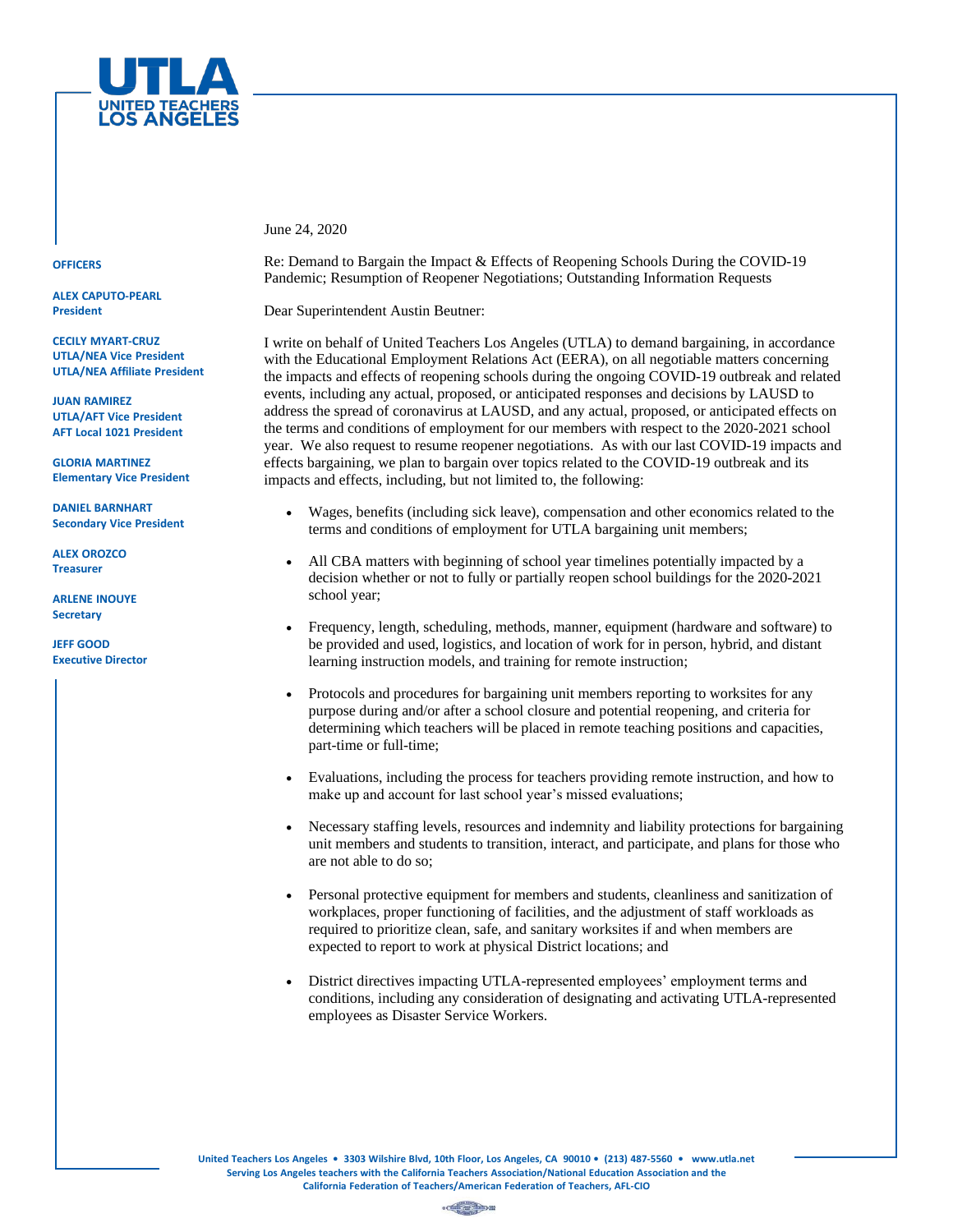**UTLA**
**UNITED TEACHERS LOS ANGELES**

**OFFICERS**

**ALEX CAPUTO-PEARL**
**President**

**CECILY MYART-CRUZ**
**UTLA/NEA Vice President**
**UTLA/NEA Affiliate President**

**JUAN RAMIREZ**
**UTLA/AFT Vice President**
**AFT Local 1021 President**

**GLORIA MARTINEZ**
**Elementary Vice President**

**DANIEL BARNHART**
**Secondary Vice President**

**ALEX OROZCO**
**Treasurer**

**ARLENE INOUYE**
**Secretary**

**JEFF GOOD**
**Executive Director**

June 24, 2020

Re: Demand to Bargain the Impact & Effects of Reopening Schools During the COVID-19 Pandemic; Resumption of Reopener Negotiations; Outstanding Information Requests

Dear Superintendent Austin Beutner:

I write on behalf of United Teachers Los Angeles (UTLA) to demand bargaining, in accordance with the Educational Employment Relations Act (EERA), on all negotiable matters concerning the impacts and effects of reopening schools during the ongoing COVID-19 outbreak and related events, including any actual, proposed, or anticipated responses and decisions by LAUSD to address the spread of coronavirus at LAUSD, and any actual, proposed, or anticipated effects on the terms and conditions of employment for our members with respect to the 2020-2021 school year. We also request to resume reopener negotiations. As with our last COVID-19 impacts and effects bargaining, we plan to bargain over topics related to the COVID-19 outbreak and its impacts and effects, including, but not limited to, the following:

- Wages, benefits (including sick leave), compensation and other economics related to the terms and conditions of employment for UTLA bargaining unit members;
- All CBA matters with beginning of school year timelines potentially impacted by a decision whether or not to fully or partially reopen school buildings for the 2020-2021 school year;
- Frequency, length, scheduling, methods, manner, equipment (hardware and software) to be provided and used, logistics, and location of work for in person, hybrid, and distant learning instruction models, and training for remote instruction;
- Protocols and procedures for bargaining unit members reporting to worksites for any purpose during and/or after a school closure and potential reopening, and criteria for determining which teachers will be placed in remote teaching positions and capacities, part-time or full-time;
- Evaluations, including the process for teachers providing remote instruction, and how to make up and account for last school year's missed evaluations;
- Necessary staffing levels, resources and indemnity and liability protections for bargaining unit members and students to transition, interact, and participate, and plans for those who are not able to do so;
- Personal protective equipment for members and students, cleanliness and sanitization of workplaces, proper functioning of facilities, and the adjustment of staff workloads as required to prioritize clean, safe, and sanitary worksites if and when members are expected to report to work at physical District locations; and
- District directives impacting UTLA-represented employees' employment terms and conditions, including any consideration of designating and activating UTLA-represented employees as Disaster Service Workers.

**United Teachers Los Angeles • 3303 Wilshire Blvd, 10th Floor, Los Angeles, CA 90010 • (213) 487-5560 • www.utla.net**
**Serving Los Angeles teachers with the California Teachers Association/National Education Association and the California Federation of Teachers/American Federation of Teachers, AFL-CIO**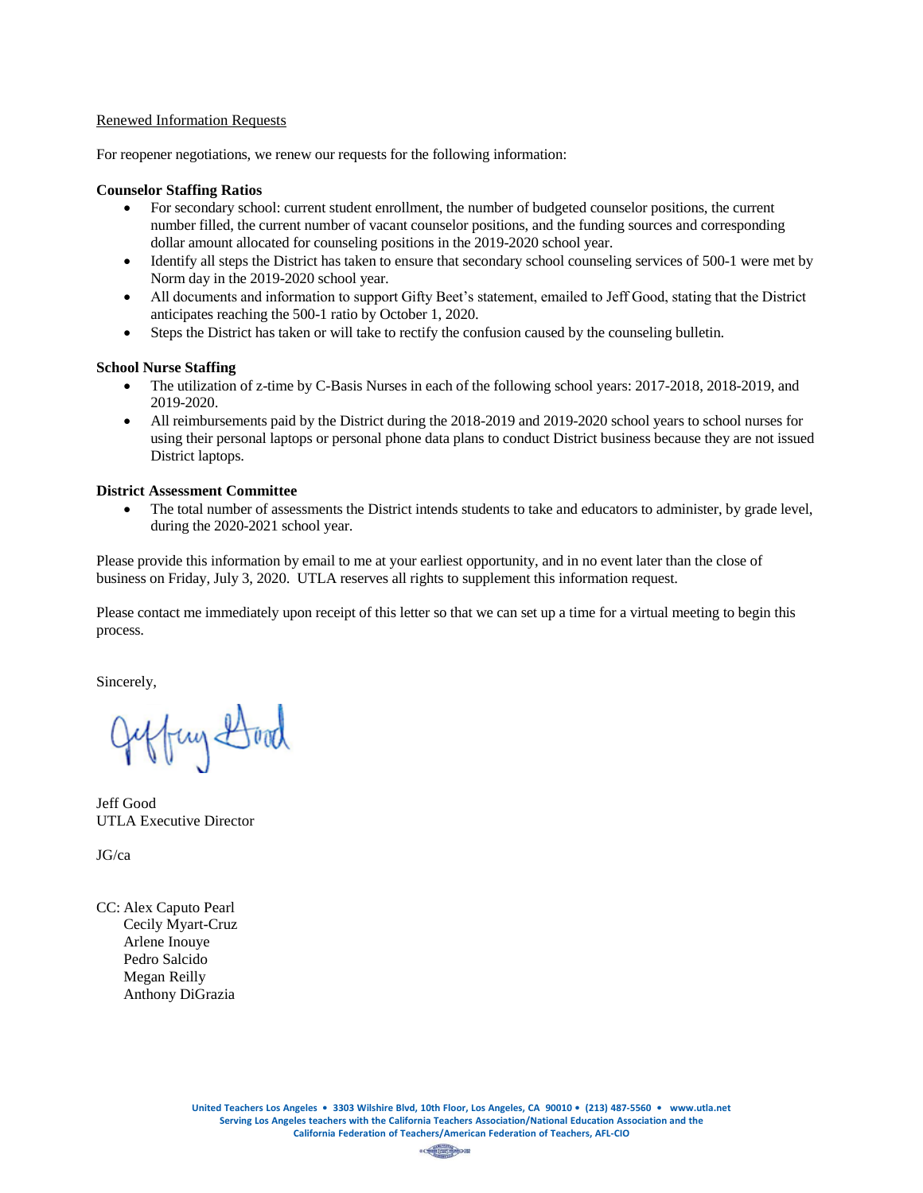Renewed Information Requests

For reopener negotiations, we renew our requests for the following information:

**Counselor Staffing Ratios**

- For secondary school: current student enrollment, the number of budgeted counselor positions, the current number filled, the current number of vacant counselor positions, and the funding sources and corresponding dollar amount allocated for counseling positions in the 2019-2020 school year.
- Identify all steps the District has taken to ensure that secondary school counseling services of 500-1 were met by Norm day in the 2019-2020 school year.
- All documents and information to support Gifty Beet's statement, emailed to Jeff Good, stating that the District anticipates reaching the 500-1 ratio by October 1, 2020.
- Steps the District has taken or will take to rectify the confusion caused by the counseling bulletin.

**School Nurse Staffing**

- The utilization of z-time by C-Basis Nurses in each of the following school years: 2017-2018, 2018-2019, and 2019-2020.
- All reimbursements paid by the District during the 2018-2019 and 2019-2020 school years to school nurses for using their personal laptops or personal phone data plans to conduct District business because they are not issued District laptops.

**District Assessment Committee**

- The total number of assessments the District intends students to take and educators to administer, by grade level, during the 2020-2021 school year.

Please provide this information by email to me at your earliest opportunity, and in no event later than the close of business on Friday, July 3, 2020. UTLA reserves all rights to supplement this information request.

Please contact me immediately upon receipt of this letter so that we can set up a time for a virtual meeting to begin this process.

Sincerely,

Jeff Good
UTLA Executive Director

JG/ca

CC: Alex Caputo Pearl
Cecily Myart-Cruz
Arlene Inouye
Pedro Salcido
Megan Reilly
Anthony DiGrazia

United Teachers Los Angeles • 3303 Wilshire Blvd, 10th Floor, Los Angeles, CA 90010 • (213) 487-5560 • www.utla.net
Serving Los Angeles teachers with the California Teachers Association/National Education Association and the California Federation of Teachers/American Federation of Teachers, AFL-CIO